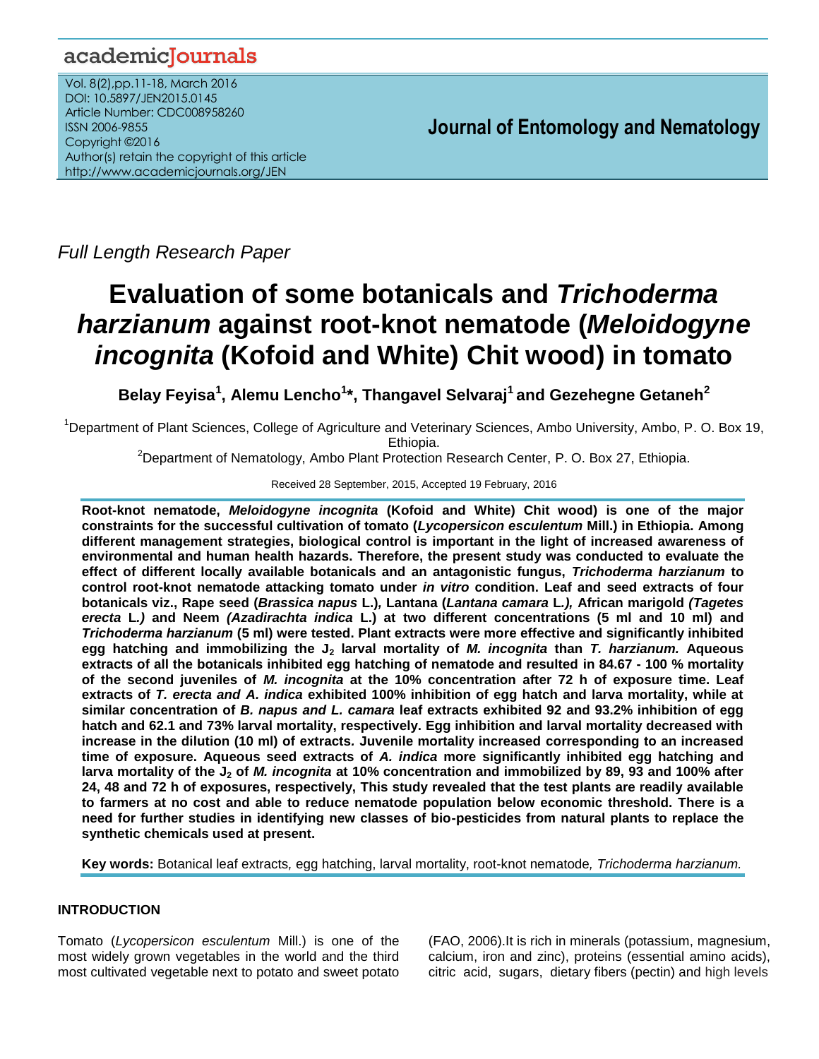Full Length Research Paper

# Evaluation of some botanicals and *Trichoderma harzianum* against root-knot nematode (*Meloidogyne incognita* (Kofoid and White) Chit wood) in tomato

**Belay Feyisa[1], Alemu Lencho[1]*, Thangavel Selvaraj[1] and Gezehegne Getaneh[2]**

[1]Department of Plant Sciences, College of Agriculture and Veterinary Sciences, Ambo University, Ambo, P. O. Box 19, Ethiopia.

[2]Department of Nematology, Ambo Plant Protection Research Center, P. O. Box 27, Ethiopia.

Received 28 September, 2015, Accepted 19 February, 2016

**Root-knot nematode, *Meloidogyne incognita* (Kofoid and White) Chit wood) is one of the major constraints for the successful cultivation of tomato (*Lycopersicon esculentum* Mill.) in Ethiopia. Among different management strategies, biological control is important in the light of increased awareness of environmental and human health hazards. Therefore, the present study was conducted to evaluate the effect of different locally available botanicals and an antagonistic fungus, *Trichoderma harzianum* to control root-knot nematode attacking tomato under *in vitro* condition. Leaf and seed extracts of four botanicals viz., Rape seed (*Brassica napus* L.), Lantana (*Lantana camara* L.), African marigold (*Tagetes erecta* L.) and Neem (*Azadirachta indica* L.) at two different concentrations (5 ml and 10 ml) and *Trichoderma harzianum* (5 ml) were tested. Plant extracts were more effective and significantly inhibited egg hatching and immobilizing the $J_2$ larval mortality of *M. incognita* than *T. harzianum.* Aqueous extracts of all the botanicals inhibited egg hatching of nematode and resulted in 84.67 - 100 % mortality of the second juveniles of *M. incognita* at the 10% concentration after 72 h of exposure time. Leaf extracts of *T. erecta and A. indica* exhibited 100% inhibition of egg hatch and larva mortality, while at similar concentration of *B. napus and L. camara* leaf extracts exhibited 92 and 93.2% inhibition of egg hatch and 62.1 and 73% larval mortality, respectively. Egg inhibition and larval mortality decreased with increase in the dilution (10 ml) of extracts. Juvenile mortality increased corresponding to an increased time of exposure. Aqueous seed extracts of *A. indica* more significantly inhibited egg hatching and larva mortality of the $J_2$ of *M. incognita* at 10% concentration and immobilized by 89, 93 and 100% after 24, 48 and 72 h of exposures, respectively, This study revealed that the test plants are readily available to farmers at no cost and able to reduce nematode population below economic threshold. There is a need for further studies in identifying new classes of bio-pesticides from natural plants to replace the synthetic chemicals used at present.**

**Key words:** Botanical leaf extracts, egg hatching, larval mortality, root-knot nematode, *Trichoderma harzianum.*

## INTRODUCTION

Tomato (*Lycopersicon esculentum* Mill.) is one of the most widely grown vegetables in the world and the third most cultivated vegetable next to potato and sweet potato (FAO, 2006).It is rich in minerals (potassium, magnesium, calcium, iron and zinc), proteins (essential amino acids), citric acid, sugars, dietary fibers (pectin) and high levels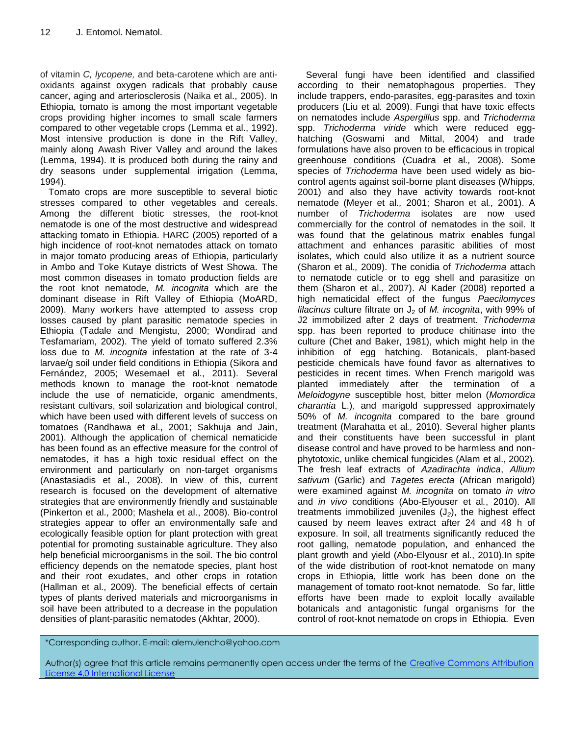of vitamin *C, lycopene,* and beta-carotene which are anti-oxidants against oxygen radicals that probably cause cancer, aging and arteriosclerosis (Naika et al., 2005). In Ethiopia, tomato is among the most important vegetable crops providing higher incomes to small scale farmers compared to other vegetable crops (Lemma et al., 1992). Most intensive production is done in the Rift Valley, mainly along Awash River Valley and around the lakes (Lemma, 1994). It is produced both during the rainy and dry seasons under supplemental irrigation (Lemma, 1994).

Tomato crops are more susceptible to several biotic stresses compared to other vegetables and cereals. Among the different biotic stresses, the root-knot nematode is one of the most destructive and widespread attacking tomato in Ethiopia. HARC (2005) reported of a high incidence of root-knot nematodes attack on tomato in major tomato producing areas of Ethiopia, particularly in Ambo and Toke Kutaye districts of West Showa. The most common diseases in tomato production fields are the root knot nematode, *M. incognita* which are the dominant disease in Rift Valley of Ethiopia (MoARD, 2009). Many workers have attempted to assess crop losses caused by plant parasitic nematode species in Ethiopia (Tadale and Mengistu, 2000; Wondirad and Tesfamariam, 2002). The yield of tomato suffered 2.3% loss due to *M. incognita* infestation at the rate of 3-4 larvae/g soil under field conditions in Ethiopia (Sikora and Fernández, 2005; Wesemael et al., 2011). Several methods known to manage the root-knot nematode include the use of nematicide, organic amendments, resistant cultivars, soil solarization and biological control, which have been used with different levels of success on tomatoes (Randhawa et al., 2001; Sakhuja and Jain, 2001). Although the application of chemical nematicide has been found as an effective measure for the control of nematodes, it has a high toxic residual effect on the environment and particularly on non-target organisms (Anastasiadis et al., 2008). In view of this, current research is focused on the development of alternative strategies that are environmently friendly and sustainable (Pinkerton et al., 2000; Mashela et al., 2008). Bio-control strategies appear to offer an environmentally safe and ecologically feasible option for plant protection with great potential for promoting sustainable agriculture. They also help beneficial microorganisms in the soil. The bio control efficiency depends on the nematode species, plant host and their root exudates, and other crops in rotation (Hallman et al., 2009). The beneficial effects of certain types of plants derived materials and microorganisms in soil have been attributed to a decrease in the population densities of plant-parasitic nematodes (Akhtar, 2000).

Several fungi have been identified and classified according to their nematophagous properties. They include trappers, endo-parasites, egg-parasites and toxin producers (Liu et al*.* 2009). Fungi that have toxic effects on nematodes include *Aspergillus* spp. and *Trichoderma* spp. *Trichoderma viride* which were reduced egg-hatching (Goswami and Mittal, 2004) and trade formulations have also proven to be efficacious in tropical greenhouse conditions (Cuadra et al*.,* 2008). Some species of *Trichoderma* have been used widely as bio-control agents against soil-borne plant diseases (Whipps, 2001) and also they have activity towards root-knot nematode (Meyer et al*.,* 2001; Sharon et al*.,* 2001). A number of *Trichoderma* isolates are now used commercially for the control of nematodes in the soil. It was found that the gelatinous matrix enables fungal attachment and enhances parasitic abilities of most isolates, which could also utilize it as a nutrient source (Sharon et al*.,* 2009). The conidia of *Trichoderma* attach to nematode cuticle or to egg shell and parasitize on them (Sharon et al., 2007). Al Kader (2008) reported a high nematicidal effect of the fungus *Paecilomyces lilacinus* culture filtrate on $J_2$ of *M. incognita*, with 99% of J2 immobilized after 2 days of treatment. *Trichoderma* spp. has been reported to produce chitinase into the culture (Chet and Baker, 1981), which might help in the inhibition of egg hatching. Botanicals, plant-based pesticide chemicals have found favor as alternatives to pesticides in recent times. When French marigold was planted immediately after the termination of a *Meloidogyne* susceptible host, bitter melon (*Momordica charantia* L.), and marigold suppressed approximately 50% of *M. incognita* compared to the bare ground treatment (Marahatta et al*.,* 2010). Several higher plants and their constituents have been successful in plant disease control and have proved to be harmless and non-phytotoxic, unlike chemical fungicides (Alam et al., 2002). The fresh leaf extracts of *Azadirachta indica*, *Allium sativum* (Garlic) and *Tagetes erecta* (African marigold) were examined against *M. incognita* on tomato *in vitro* and *in vivo* conditions (Abo-Elyouser et al*.*, 2010). All treatments immobilized juveniles ($J_2$), the highest effect caused by neem leaves extract after 24 and 48 h of exposure. In soil, all treatments significantly reduced the root galling, nematode population, and enhanced the plant growth and yield (Abo-Elyousr et al*.*, 2010).In spite of the wide distribution of root-knot nematode on many crops in Ethiopia, little work has been done on the management of tomato root-knot nematode. So far, little efforts have been made to exploit locally available botanicals and antagonistic fungal organisms for the control of root-knot nematode on crops in Ethiopia. Even

*Corresponding author. E-mail: alemulencho@yahoo.com

Author(s) agree that this article remains permanently open access under the terms of the Creative Commons Attribution License 4.0 International License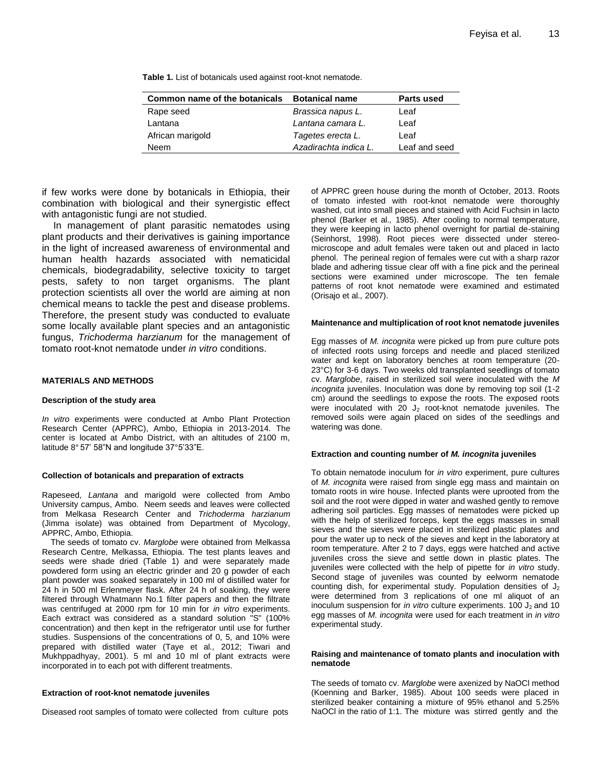**Table 1.** List of botanicals used against root-knot nematode.

| Common name of the botanicals | Botanical name | Parts used |
|---|---|---|
| Rape seed | *Brassica napus L.* | Leaf |
| Lantana | *Lantana camara L.* | Leaf |
| African marigold | *Tagetes erecta L.* | Leaf |
| Neem | *Azadirachta indica L.* | Leaf and seed |

if few works were done by botanicals in Ethiopia, their combination with biological and their synergistic effect with antagonistic fungi are not studied.

In management of plant parasitic nematodes using plant products and their derivatives is gaining importance in the light of increased awareness of environmental and human health hazards associated with nematicidal chemicals, biodegradability, selective toxicity to target pests, safety to non target organisms. The plant protection scientists all over the world are aiming at non chemical means to tackle the pest and disease problems. Therefore, the present study was conducted to evaluate some locally available plant species and an antagonistic fungus, *Trichoderma harzianum* for the management of tomato root-knot nematode under *in vitro* conditions.

## MATERIALS AND METHODS

### Description of the study area

*In vitro* experiments were conducted at Ambo Plant Protection Research Center (APPRC), Ambo, Ethiopia in 2013-2014. The center is located at Ambo District, with an altitudes of 2100 m, latitude 8° 57' 58"N and longitude 37°5'33"E.

### Collection of botanicals and preparation of extracts

Rapeseed, *Lantana* and marigold were collected from Ambo University campus, Ambo. Neem seeds and leaves were collected from Melkasa Research Center and *Trichoderma harzianum* (Jimma isolate) was obtained from Department of Mycology, APPRC, Ambo, Ethiopia.

The seeds of tomato cv. *Marglobe* were obtained from Melkassa Research Centre, Melkassa, Ethiopia. The test plants leaves and seeds were shade dried (Table 1) and were separately made powdered form using an electric grinder and 20 g powder of each plant powder was soaked separately in 100 ml of distilled water for 24 h in 500 ml Erlenmeyer flask. After 24 h of soaking, they were filtered through Whatmann No.1 filter papers and then the filtrate was centrifuged at 2000 rpm for 10 min for *in vitro* experiments. Each extract was considered as a standard solution "S" (100% concentration) and then kept in the refrigerator until use for further studies. Suspensions of the concentrations of 0, 5, and 10% were prepared with distilled water (Taye et al*.,* 2012; Tiwari and Mukhppadhyay, 2001). 5 ml and 10 ml of plant extracts were incorporated in to each pot with different treatments.

### Extraction of root-knot nematode juveniles

Diseased root samples of tomato were collected from culture pots of APPRC green house during the month of October, 2013. Roots of tomato infested with root-knot nematode were thoroughly washed, cut into small pieces and stained with Acid Fuchsin in lacto phenol (Barker et al*.,* 1985). After cooling to normal temperature, they were keeping in lacto phenol overnight for partial de-staining (Seinhorst, 1998). Root pieces were dissected under stereo-microscope and adult females were taken out and placed in lacto phenol. The perineal region of females were cut with a sharp razor blade and adhering tissue clear off with a fine pick and the perineal sections were examined under microscope. The ten female patterns of root knot nematode were examined and estimated (Orisajo et al*.,* 2007).

### Maintenance and multiplication of root knot nematode juveniles

Egg masses of *M. incognita* were picked up from pure culture pots of infected roots using forceps and needle and placed sterilized water and kept on laboratory benches at room temperature (20-23°C) for 3-6 days. Two weeks old transplanted seedlings of tomato cv. *Marglobe*, raised in sterilized soil were inoculated with the *M incognita* juveniles. Inoculation was done by removing top soil (1-2 cm) around the seedlings to expose the roots. The exposed roots were inoculated with 20 $J_2$ root-knot nematode juveniles. The removed soils were again placed on sides of the seedlings and watering was done.

### Extraction and counting number of *M. incognita* juveniles

To obtain nematode inoculum for *in vitro* experiment, pure cultures of *M. incognita* were raised from single egg mass and maintain on tomato roots in wire house. Infected plants were uprooted from the soil and the root were dipped in water and washed gently to remove adhering soil particles. Egg masses of nematodes were picked up with the help of sterilized forceps, kept the eggs masses in small sieves and the sieves were placed in sterilized plastic plates and pour the water up to neck of the sieves and kept in the laboratory at room temperature. After 2 to 7 days, eggs were hatched and active juveniles cross the sieve and settle down in plastic plates. The juveniles were collected with the help of pipette for *in vitro* study. Second stage of juveniles was counted by eelworm nematode counting dish, for experimental study. Population densities of $J_2$ were determined from 3 replications of one ml aliquot of an inoculum suspension for *in vitro* culture experiments. 100 $J_2$ and 10 egg masses of *M. incognita* were used for each treatment in *in vitro* experimental study.

### Raising and maintenance of tomato plants and inoculation with nematode

The seeds of tomato cv. *Marglobe* were axenized by NaOCl method (Koenning and Barker, 1985). About 100 seeds were placed in sterilized beaker containing a mixture of 95% ethanol and 5.25% NaOCl in the ratio of 1:1. The mixture was stirred gently and the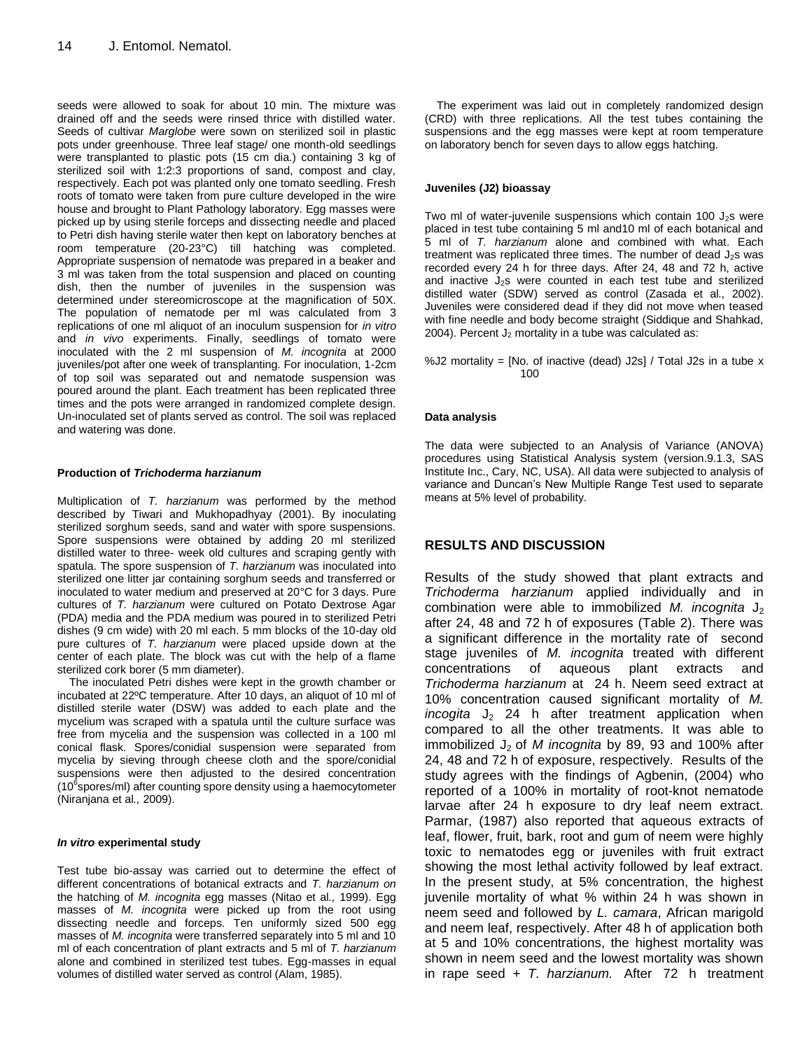seeds were allowed to soak for about 10 min. The mixture was drained off and the seeds were rinsed thrice with distilled water. Seeds of cultivar *Marglobe* were sown on sterilized soil in plastic pots under greenhouse. Three leaf stage/ one month-old seedlings were transplanted to plastic pots (15 cm dia.) containing 3 kg of sterilized soil with 1:2:3 proportions of sand, compost and clay, respectively. Each pot was planted only one tomato seedling. Fresh roots of tomato were taken from pure culture developed in the wire house and brought to Plant Pathology laboratory. Egg masses were picked up by using sterile forceps and dissecting needle and placed to Petri dish having sterile water then kept on laboratory benches at room temperature (20-23°C) till hatching was completed. Appropriate suspension of nematode was prepared in a beaker and 3 ml was taken from the total suspension and placed on counting dish, then the number of juveniles in the suspension was determined under stereomicroscope at the magnification of 50X. The population of nematode per ml was calculated from 3 replications of one ml aliquot of an inoculum suspension for *in vitro* and *in vivo* experiments. Finally, seedlings of tomato were inoculated with the 2 ml suspension of *M. incognita* at 2000 juveniles/pot after one week of transplanting. For inoculation, 1-2cm of top soil was separated out and nematode suspension was poured around the plant. Each treatment has been replicated three times and the pots were arranged in randomized complete design. Un-inoculated set of plants served as control. The soil was replaced and watering was done.

### Production of *Trichoderma harzianum*

Multiplication of *T. harzianum* was performed by the method described by Tiwari and Mukhopadhyay (2001). By inoculating sterilized sorghum seeds, sand and water with spore suspensions. Spore suspensions were obtained by adding 20 ml sterilized distilled water to three- week old cultures and scraping gently with spatula. The spore suspension of *T. harzianum* was inoculated into sterilized one litter jar containing sorghum seeds and transferred or inoculated to water medium and preserved at 20°C for 3 days. Pure cultures of *T. harzianum* were cultured on Potato Dextrose Agar (PDA) media and the PDA medium was poured in to sterilized Petri dishes (9 cm wide) with 20 ml each. 5 mm blocks of the 10-day old pure cultures of *T. harzianum* were placed upside down at the center of each plate. The block was cut with the help of a flame sterilized cork borer (5 mm diameter).

The inoculated Petri dishes were kept in the growth chamber or incubated at 22ºC temperature. After 10 days, an aliquot of 10 ml of distilled sterile water (DSW) was added to each plate and the mycelium was scraped with a spatula until the culture surface was free from mycelia and the suspension was collected in a 100 ml conical flask. Spores/conidial suspension were separated from mycelia by sieving through cheese cloth and the spore/conidial suspensions were then adjusted to the desired concentration ($10^6$spores/ml) after counting spore density using a haemocytometer (Niranjana et al*.,* 2009).

### *In vitro* experimental study

Test tube bio-assay was carried out to determine the effect of different concentrations of botanical extracts and *T. harzianum on* the hatching of *M. incognita* egg masses (Nitao et al*.,* 1999). Egg masses of *M. incognita* were picked up from the root using dissecting needle and forceps. Ten uniformly sized 500 egg masses of *M. incognita* were transferred separately into 5 ml and 10 ml of each concentration of plant extracts and 5 ml of *T. harzianum* alone and combined in sterilized test tubes. Egg-masses in equal volumes of distilled water served as control (Alam, 1985).

The experiment was laid out in completely randomized design (CRD) with three replications. All the test tubes containing the suspensions and the egg masses were kept at room temperature on laboratory bench for seven days to allow eggs hatching.

### Juveniles (J2) bioassay

Two ml of water-juvenile suspensions which contain 100 $J_2$s were placed in test tube containing 5 ml and10 ml of each botanical and 5 ml of *T. harzianum* alone and combined with what. Each treatment was replicated three times. The number of dead $J_2$s was recorded every 24 h for three days. After 24, 48 and 72 h, active and inactive $J_2$s were counted in each test tube and sterilized distilled water (SDW) served as control (Zasada et al*.,* 2002). Juveniles were considered dead if they did not move when teased with fine needle and body become straight (Siddique and Shahkad, 2004). Percent $J_2$ mortality in a tube was calculated as:

%J2 mortality = [No. of inactive (dead) J2s] / Total J2s in a tube x 100

### Data analysis

The data were subjected to an Analysis of Variance (ANOVA) procedures using Statistical Analysis system (version.9.1.3, SAS Institute Inc., Cary, NC, USA). All data were subjected to analysis of variance and Duncan's New Multiple Range Test used to separate means at 5% level of probability.

## RESULTS AND DISCUSSION

Results of the study showed that plant extracts and *Trichoderma harzianum* applied individually and in combination were able to immobilized *M. incognita* $J_2$ after 24, 48 and 72 h of exposures (Table 2). There was a significant difference in the mortality rate of second stage juveniles of *M. incognita* treated with different concentrations of aqueous plant extracts and *Trichoderma harzianum* at 24 h. Neem seed extract at 10% concentration caused significant mortality of *M. incogita* $J_2$ 24 h after treatment application when compared to all the other treatments. It was able to immobilized $J_2$ of *M incognita* by 89, 93 and 100% after 24, 48 and 72 h of exposure, respectively. Results of the study agrees with the findings of Agbenin, (2004) who reported of a 100% in mortality of root-knot nematode larvae after 24 h exposure to dry leaf neem extract. Parmar, (1987) also reported that aqueous extracts of leaf, flower, fruit, bark, root and gum of neem were highly toxic to nematodes egg or juveniles with fruit extract showing the most lethal activity followed by leaf extract. In the present study, at 5% concentration, the highest juvenile mortality of what % within 24 h was shown in neem seed and followed by *L. camara*, African marigold and neem leaf, respectively. After 48 h of application both at 5 and 10% concentrations, the highest mortality was shown in neem seed and the lowest mortality was shown in rape seed + *T. harzianum.* After 72 h treatment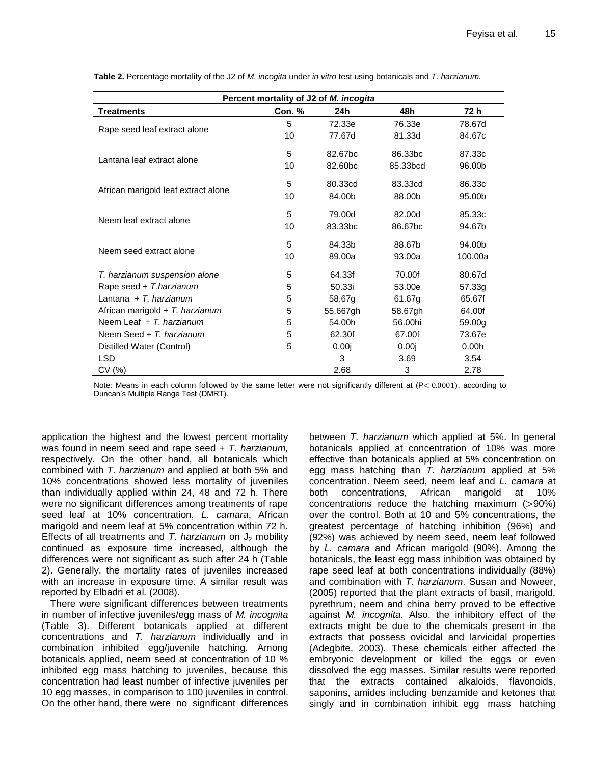**Table 2.** Percentage mortality of the J2 of *M. incogita* under *in vitro* test using botanicals and *T. harzianum.*

| Percent mortality of J2 of *M. incogita* | | | | |
|---|---|---|---|---|
| **Treatments** | **Con. %** | **24h** | **48h** | **72 h** |
| Rape seed leaf extract alone | 5 | 72.33e | 76.33e | 78.67d |
| | 10 | 77.67d | 81.33d | 84.67c |
| Lantana leaf extract alone | 5 | 82.67bc | 86.33bc | 87.33c |
| | 10 | 82.60bc | 85.33bcd | 96.00b |
| African marigold leaf extract alone | 5 | 80.33cd | 83.33cd | 86.33c |
| | 10 | 84.00b | 88.00b | 95.00b |
| Neem leaf extract alone | 5 | 79.00d | 82.00d | 85.33c |
| | 10 | 83.33bc | 86.67bc | 94.67b |
| Neem seed extract alone | 5 | 84.33b | 88.67b | 94.00b |
| | 10 | 89.00a | 93.00a | 100.00a |
| *T. harzianum suspension alone* | 5 | 64.33f | 70.00f | 80.67d |
| Rape seed + *T.harzianum* | 5 | 50.33i | 53.00e | 57.33g |
| Lantana + *T. harzianum* | 5 | 58.67g | 61.67g | 65.67f |
| African marigold + *T. harzianum* | 5 | 55.667gh | 58.67gh | 64.00f |
| Neem Leaf + *T. harzianum* | 5 | 54.00h | 56.00hi | 59.00g |
| Neem Seed + *T. harzianum* | 5 | 62.30f | 67.00f | 73.67e |
| Distilled Water (Control) | 5 | 0.00j | 0.00j | 0.00h |
| LSD | | 3 | 3.69 | 3.54 |
| CV (%) | | 2.68 | 3 | 2.78 |

Note: Means in each column followed by the same letter were not significantly different at ($P < 0.0001$), according to Duncan's Multiple Range Test (DMRT).

application the highest and the lowest percent mortality was found in neem seed and rape seed + *T. harzianum,* respectively. On the other hand, all botanicals which combined with *T. harzianum* and applied at both 5% and 10% concentrations showed less mortality of juveniles than individually applied within 24, 48 and 72 h. There were no significant differences among treatments of rape seed leaf at 10% concentration, *L. camara*, African marigold and neem leaf at 5% concentration within 72 h. Effects of all treatments and *T. harzianum* on $J_2$ mobility continued as exposure time increased, although the differences were not significant as such after 24 h (Table 2). Generally, the mortality rates of juveniles increased with an increase in exposure time. A similar result was reported by Elbadri et al*.* (2008).

There were significant differences between treatments in number of infective juveniles/egg mass of *M. incognita* (Table 3). Different botanicals applied at different concentrations and *T. harzianum* individually and in combination inhibited egg/juvenile hatching. Among botanicals applied, neem seed at concentration of 10 % inhibited egg mass hatching to juveniles, because this concentration had least number of infective juveniles per 10 egg masses, in comparison to 100 juveniles in control. On the other hand, there were no significant differences between *T. harzianum* which applied at 5%. In general botanicals applied at concentration of 10% was more effective than botanicals applied at 5% concentration on egg mass hatching than *T. harzianum* applied at 5% concentration. Neem seed, neem leaf and *L. camara* at both concentrations, African marigold at 10% concentrations reduce the hatching maximum (>90%) over the control. Both at 10 and 5% concentrations, the greatest percentage of hatching inhibition (96%) and (92%) was achieved by neem seed, neem leaf followed by *L. camara* and African marigold (90%). Among the botanicals, the least egg mass inhibition was obtained by rape seed leaf at both concentrations individually (88%) and combination with *T. harzianum*. Susan and Noweer, (2005) reported that the plant extracts of basil, marigold, pyrethrum, neem and china berry proved to be effective against *M. incognita*. Also, the inhibitory effect of the extracts might be due to the chemicals present in the extracts that possess ovicidal and larvicidal properties (Adegbite, 2003). These chemicals either affected the embryonic development or killed the eggs or even dissolved the egg masses. Similar results were reported that the extracts contained alkaloids, flavonoids, saponins, amides including benzamide and ketones that singly and in combination inhibit egg mass hatching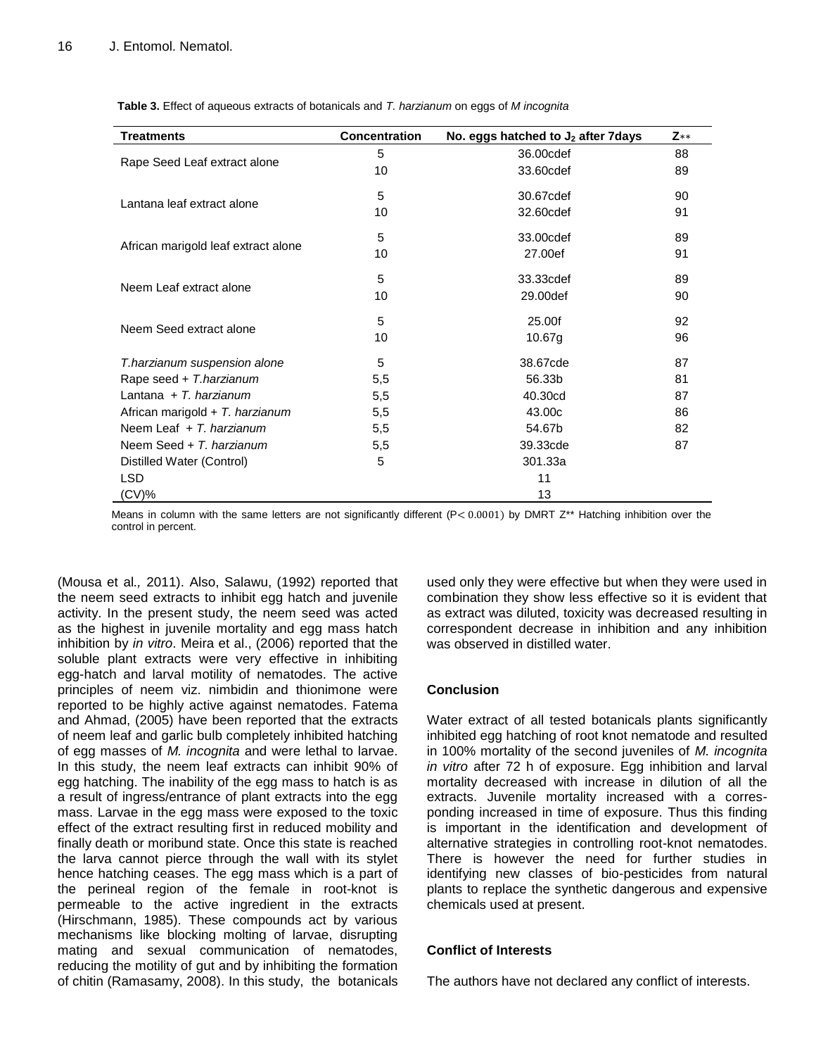**Table 3.** Effect of aqueous extracts of botanicals and *T. harzianum* on eggs of *M incognita*

| Treatments | Concentration | No. eggs hatched to $J_2$ after 7days | Z** |
|---|---|---|---|
| Rape Seed Leaf extract alone | 5 | 36.00cdef | 88 |
| | 10 | 33.60cdef | 89 |
| Lantana leaf extract alone | 5 | 30.67cdef | 90 |
| | 10 | 32.60cdef | 91 |
| African marigold leaf extract alone | 5 | 33.00cdef | 89 |
| | 10 | 27.00ef | 91 |
| Neem Leaf extract alone | 5 | 33.33cdef | 89 |
| | 10 | 29.00def | 90 |
| Neem Seed extract alone | 5 | 25.00f | 92 |
| | 10 | 10.67g | 96 |
| *T.harzianum suspension alone* | 5 | 38.67cde | 87 |
| Rape seed + *T.harzianum* | 5,5 | 56.33b | 81 |
| Lantana + *T. harzianum* | 5,5 | 40.30cd | 87 |
| African marigold + *T. harzianum* | 5,5 | 43.00c | 86 |
| Neem Leaf + *T. harzianum* | 5,5 | 54.67b | 82 |
| Neem Seed + *T. harzianum* | 5,5 | 39.33cde | 87 |
| Distilled Water (Control) | 5 | 301.33a | |
| LSD | | 11 | |
| (CV)% | | 13 | |

Means in column with the same letters are not significantly different ($P < 0.0001$) by DMRT Z** Hatching inhibition over the control in percent.

(Mousa et al*.,* 2011). Also, Salawu, (1992) reported that the neem seed extracts to inhibit egg hatch and juvenile activity. In the present study, the neem seed was acted as the highest in juvenile mortality and egg mass hatch inhibition by *in vitro*. Meira et al., (2006) reported that the soluble plant extracts were very effective in inhibiting egg-hatch and larval motility of nematodes. The active principles of neem viz. nimbidin and thionimone were reported to be highly active against nematodes. Fatema and Ahmad, (2005) have been reported that the extracts of neem leaf and garlic bulb completely inhibited hatching of egg masses of *M. incognita* and were lethal to larvae. In this study, the neem leaf extracts can inhibit 90% of egg hatching. The inability of the egg mass to hatch is as a result of ingress/entrance of plant extracts into the egg mass. Larvae in the egg mass were exposed to the toxic effect of the extract resulting first in reduced mobility and finally death or moribund state. Once this state is reached the larva cannot pierce through the wall with its stylet hence hatching ceases. The egg mass which is a part of the perineal region of the female in root-knot is permeable to the active ingredient in the extracts (Hirschmann, 1985). These compounds act by various mechanisms like blocking molting of larvae, disrupting mating and sexual communication of nematodes, reducing the motility of gut and by inhibiting the formation of chitin (Ramasamy, 2008). In this study, the botanicals used only they were effective but when they were used in combination they show less effective so it is evident that as extract was diluted, toxicity was decreased resulting in correspondent decrease in inhibition and any inhibition was observed in distilled water.

## Conclusion

Water extract of all tested botanicals plants significantly inhibited egg hatching of root knot nematode and resulted in 100% mortality of the second juveniles of *M. incognita in vitro* after 72 h of exposure. Egg inhibition and larval mortality decreased with increase in dilution of all the extracts. Juvenile mortality increased with a corresponding increased in time of exposure. Thus this finding is important in the identification and development of alternative strategies in controlling root-knot nematodes. There is however the need for further studies in identifying new classes of bio-pesticides from natural plants to replace the synthetic dangerous and expensive chemicals used at present.

## Conflict of Interests

The authors have not declared any conflict of interests.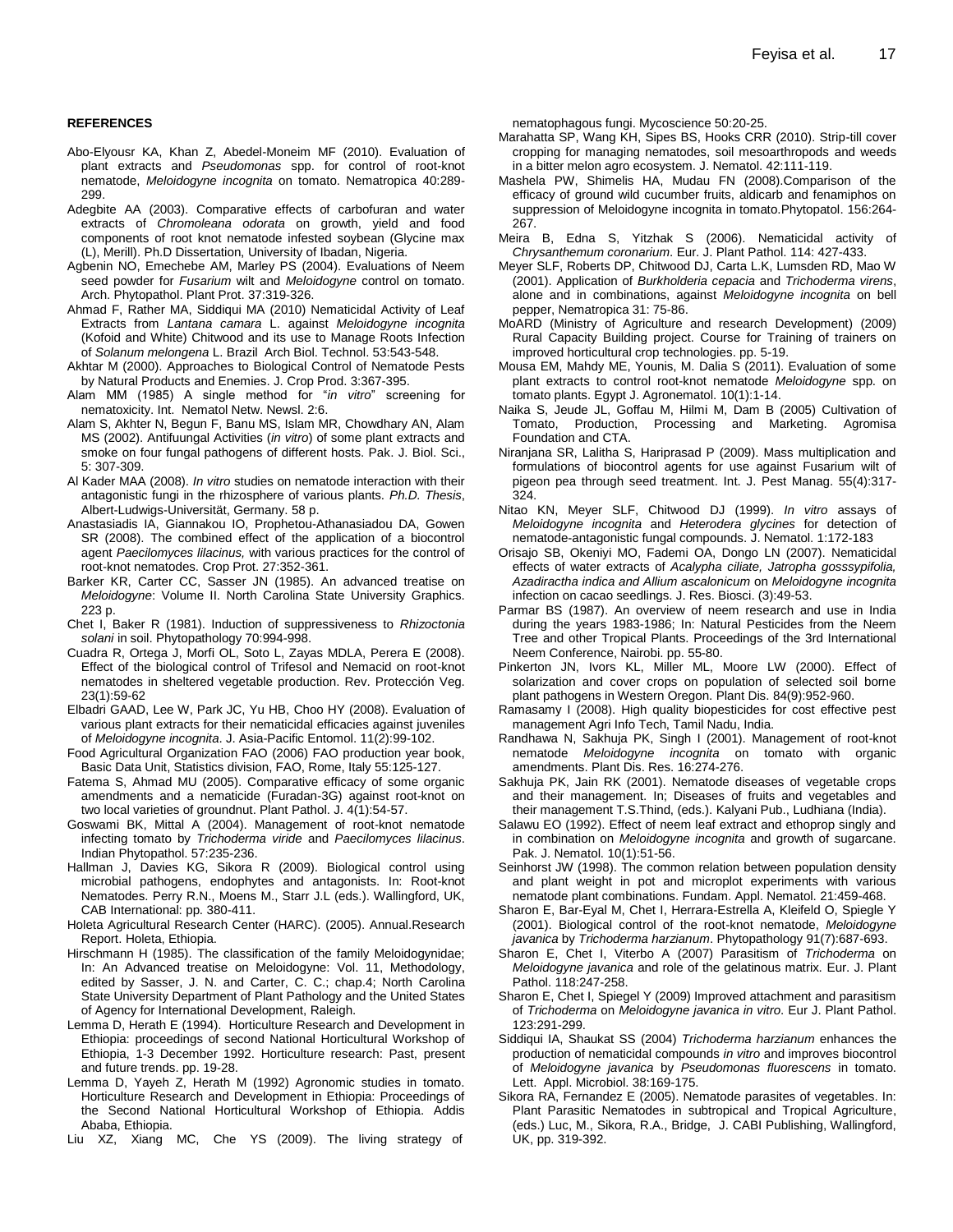## REFERENCES

Abo-Elyousr KA, Khan Z, Abedel-Moneim MF (2010). Evaluation of plant extracts and *Pseudomonas* spp. for control of root-knot nematode, *Meloidogyne incognita* on tomato. Nematropica 40:289-299.

Adegbite AA (2003). Comparative effects of carbofuran and water extracts of *Chromoleana odorata* on growth, yield and food components of root knot nematode infested soybean (Glycine max (L), Merill). Ph.D Dissertation, University of Ibadan, Nigeria.

Agbenin NO, Emechebe AM, Marley PS (2004). Evaluations of Neem seed powder for *Fusarium* wilt and *Meloidogyne* control on tomato. Arch. Phytopathol. Plant Prot. 37:319-326.

Ahmad F, Rather MA, Siddiqui MA (2010) Nematicidal Activity of Leaf Extracts from *Lantana camara* L. against *Meloidogyne incognita* (Kofoid and White) Chitwood and its use to Manage Roots Infection of *Solanum melongena* L. Brazil Arch Biol. Technol. 53:543-548.

Akhtar M (2000). Approaches to Biological Control of Nematode Pests by Natural Products and Enemies. J. Crop Prod. 3:367-395.

Alam MM (1985) A single method for "*in vitro*" screening for nematoxicity. Int. Nematol Netw. Newsl. 2:6.

Alam S, Akhter N, Begun F, Banu MS, Islam MR, Chowdhary AN, Alam MS (2002). Antifuungal Activities (*in vitro*) of some plant extracts and smoke on four fungal pathogens of different hosts. Pak. J. Biol. Sci., 5: 307-309.

Al Kader MAA (2008). *In vitro* studies on nematode interaction with their antagonistic fungi in the rhizosphere of various plants. *Ph.D. Thesis*, Albert-Ludwigs-Universität, Germany. 58 p.

Anastasiadis IA, Giannakou IO, Prophetou-Athanasiadou DA, Gowen SR (2008). The combined effect of the application of a biocontrol agent *Paecilomyces lilacinus,* with various practices for the control of root-knot nematodes. Crop Prot. 27:352-361.

Barker KR, Carter CC, Sasser JN (1985). An advanced treatise on *Meloidogyne*: Volume II. North Carolina State University Graphics. 223 p.

Chet I, Baker R (1981). Induction of suppressiveness to *Rhizoctonia solani* in soil. Phytopathology 70:994-998.

Cuadra R, Ortega J, Morfi OL, Soto L, Zayas MDLA, Perera E (2008). Effect of the biological control of Trifesol and Nemacid on root-knot nematodes in sheltered vegetable production. Rev. Protección Veg. 23(1):59-62

Elbadri GAAD, Lee W, Park JC, Yu HB, Choo HY (2008). Evaluation of various plant extracts for their nematicidal efficacies against juveniles of *Meloidogyne incognita*. J. Asia-Pacific Entomol. 11(2):99-102.

Food Agricultural Organization FAO (2006) FAO production year book, Basic Data Unit, Statistics division, FAO, Rome, Italy 55:125-127.

Fatema S, Ahmad MU (2005). Comparative efficacy of some organic amendments and a nematicide (Furadan-3G) against root-knot on two local varieties of groundnut. Plant Pathol. J. 4(1):54-57.

Goswami BK, Mittal A (2004). Management of root-knot nematode infecting tomato by *Trichoderma viride* and *Paecilomyces lilacinus*. Indian Phytopathol. 57:235-236.

Hallman J, Davies KG, Sikora R (2009). Biological control using microbial pathogens, endophytes and antagonists. In: Root-knot Nematodes. Perry R.N., Moens M., Starr J.L (eds.). Wallingford, UK, CAB International: pp. 380-411.

Holeta Agricultural Research Center (HARC). (2005). Annual.Research Report. Holeta, Ethiopia.

Hirschmann H (1985). The classification of the family Meloidogynidae; In: An Advanced treatise on Meloidogyne: Vol. 11, Methodology, edited by Sasser, J. N. and Carter, C. C.; chap.4; North Carolina State University Department of Plant Pathology and the United States of Agency for International Development, Raleigh.

Lemma D, Herath E (1994). Horticulture Research and Development in Ethiopia: proceedings of second National Horticultural Workshop of Ethiopia, 1-3 December 1992. Horticulture research: Past, present and future trends. pp. 19-28.

Lemma D, Yayeh Z, Herath M (1992) Agronomic studies in tomato. Horticulture Research and Development in Ethiopia: Proceedings of the Second National Horticultural Workshop of Ethiopia. Addis Ababa, Ethiopia.

Liu XZ, Xiang MC, Che YS (2009). The living strategy of nematophagous fungi. Mycoscience 50:20-25.

Marahatta SP, Wang KH, Sipes BS, Hooks CRR (2010). Strip-till cover cropping for managing nematodes, soil mesoarthropods and weeds in a bitter melon agro ecosystem. J. Nematol. 42:111-119.

Mashela PW, Shimelis HA, Mudau FN (2008).Comparison of the efficacy of ground wild cucumber fruits, aldicarb and fenamiphos on suppression of Meloidogyne incognita in tomato.Phytopatol. 156:264-267.

Meira B, Edna S, Yitzhak S (2006). Nematicidal activity of *Chrysanthemum coronarium*. Eur. J. Plant Pathol. 114: 427-433.

Meyer SLF, Roberts DP, Chitwood DJ, Carta L.K, Lumsden RD, Mao W (2001). Application of *Burkholderia cepacia* and *Trichoderma virens*, alone and in combinations, against *Meloidogyne incognita* on bell pepper, Nematropica 31: 75-86.

MoARD (Ministry of Agriculture and research Development) (2009) Rural Capacity Building project. Course for Training of trainers on improved horticultural crop technologies. pp. 5-19.

Mousa EM, Mahdy ME, Younis, M. Dalia S (2011). Evaluation of some plant extracts to control root-knot nematode *Meloidogyne* spp. on tomato plants. Egypt J. Agronematol. 10(1):1-14.

Naika S, Jeude JL, Goffau M, Hilmi M, Dam B (2005) Cultivation of Tomato, Production, Processing and Marketing. Agromisa Foundation and CTA.

Niranjana SR, Lalitha S, Hariprasad P (2009). Mass multiplication and formulations of biocontrol agents for use against Fusarium wilt of pigeon pea through seed treatment. Int. J. Pest Manag. 55(4):317-324.

Nitao KN, Meyer SLF, Chitwood DJ (1999). *In vitro* assays of *Meloidogyne incognita* and *Heterodera glycines* for detection of nematode-antagonistic fungal compounds. J. Nematol. 1:172-183

Orisajo SB, Okeniyi MO, Fademi OA, Dongo LN (2007). Nematicidal effects of water extracts of *Acalypha ciliate, Jatropha gosssypifolia, Azadiractha indica and Allium ascalonicum* on *Meloidogyne incognita* infection on cacao seedlings. J. Res. Biosci. (3):49-53.

Parmar BS (1987). An overview of neem research and use in India during the years 1983-1986; In: Natural Pesticides from the Neem Tree and other Tropical Plants. Proceedings of the 3rd International Neem Conference, Nairobi. pp. 55-80.

Pinkerton JN, Ivors KL, Miller ML, Moore LW (2000). Effect of solarization and cover crops on population of selected soil borne plant pathogens in Western Oregon. Plant Dis. 84(9):952-960.

Ramasamy I (2008). High quality biopesticides for cost effective pest management Agri Info Tech, Tamil Nadu, India.

Randhawa N, Sakhuja PK, Singh I (2001). Management of root-knot nematode *Meloidogyne incognita* on tomato with organic amendments. Plant Dis. Res. 16:274-276.

Sakhuja PK, Jain RK (2001). Nematode diseases of vegetable crops and their management. In; Diseases of fruits and vegetables and their management T.S.Thind, (eds.). Kalyani Pub., Ludhiana (India).

Salawu EO (1992). Effect of neem leaf extract and ethoprop singly and in combination on *Meloidogyne incognita* and growth of sugarcane. Pak. J. Nematol. 10(1):51-56.

Seinhorst JW (1998). The common relation between population density and plant weight in pot and microplot experiments with various nematode plant combinations. Fundam. Appl. Nematol. 21:459-468.

Sharon E, Bar-Eyal M, Chet I, Herrara-Estrella A, Kleifeld O, Spiegle Y (2001). Biological control of the root-knot nematode, *Meloidogyne javanica* by *Trichoderma harzianum*. Phytopathology 91(7):687-693.

Sharon E, Chet I, Viterbo A (2007) Parasitism of *Trichoderma* on *Meloidogyne javanica* and role of the gelatinous matrix. Eur. J. Plant Pathol. 118:247-258.

Sharon E, Chet I, Spiegel Y (2009) Improved attachment and parasitism of *Trichoderma* on *Meloidogyne javanica in vitro*. Eur J. Plant Pathol. 123:291-299.

Siddiqui IA, Shaukat SS (2004) *Trichoderma harzianum* enhances the production of nematicidal compounds *in vitro* and improves biocontrol of *Meloidogyne javanica* by *Pseudomonas fluorescens* in tomato. Lett. Appl. Microbiol. 38:169-175.

Sikora RA, Fernandez E (2005). Nematode parasites of vegetables. In: Plant Parasitic Nematodes in subtropical and Tropical Agriculture, (eds.) Luc, M., Sikora, R.A., Bridge, J. CABI Publishing, Wallingford, UK, pp. 319-392.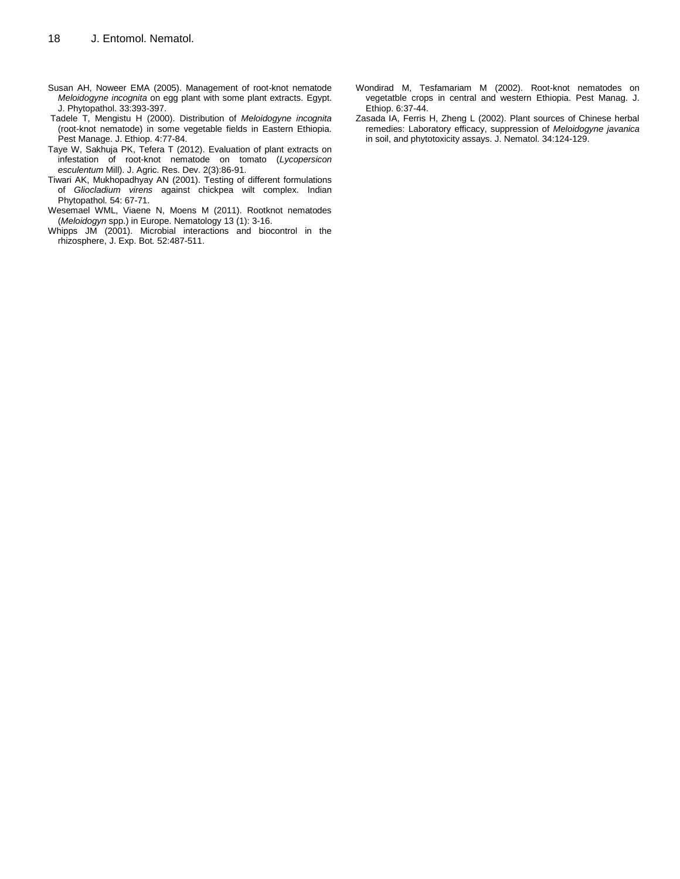Susan AH, Noweer EMA (2005). Management of root-knot nematode *Meloidogyne incognita* on egg plant with some plant extracts. Egypt. J. Phytopathol. 33:393-397.

Tadele T, Mengistu H (2000). Distribution of *Meloidogyne incognita* (root-knot nematode) in some vegetable fields in Eastern Ethiopia. Pest Manage. J. Ethiop. 4:77-84.

Taye W, Sakhuja PK, Tefera T (2012). Evaluation of plant extracts on infestation of root-knot nematode on tomato (*Lycopersicon esculentum* Mill). J. Agric. Res. Dev. 2(3):86-91.

Tiwari AK, Mukhopadhyay AN (2001). Testing of different formulations of *Gliocladium virens* against chickpea wilt complex. Indian Phytopathol. 54: 67-71.

Wesemael WML, Viaene N, Moens M (2011). Rootknot nematodes (*Meloidogyn* spp.) in Europe. Nematology 13 (1): 3-16.

Whipps JM (2001). Microbial interactions and biocontrol in the rhizosphere, J. Exp. Bot. 52:487-511.

Wondirad M, Tesfamariam M (2002). Root-knot nematodes on vegetatble crops in central and western Ethiopia. Pest Manag. J. Ethiop. 6:37-44.

Zasada IA, Ferris H, Zheng L (2002). Plant sources of Chinese herbal remedies: Laboratory efficacy, suppression of *Meloidogyne javanica* in soil, and phytotoxicity assays. J. Nematol. 34:124-129.